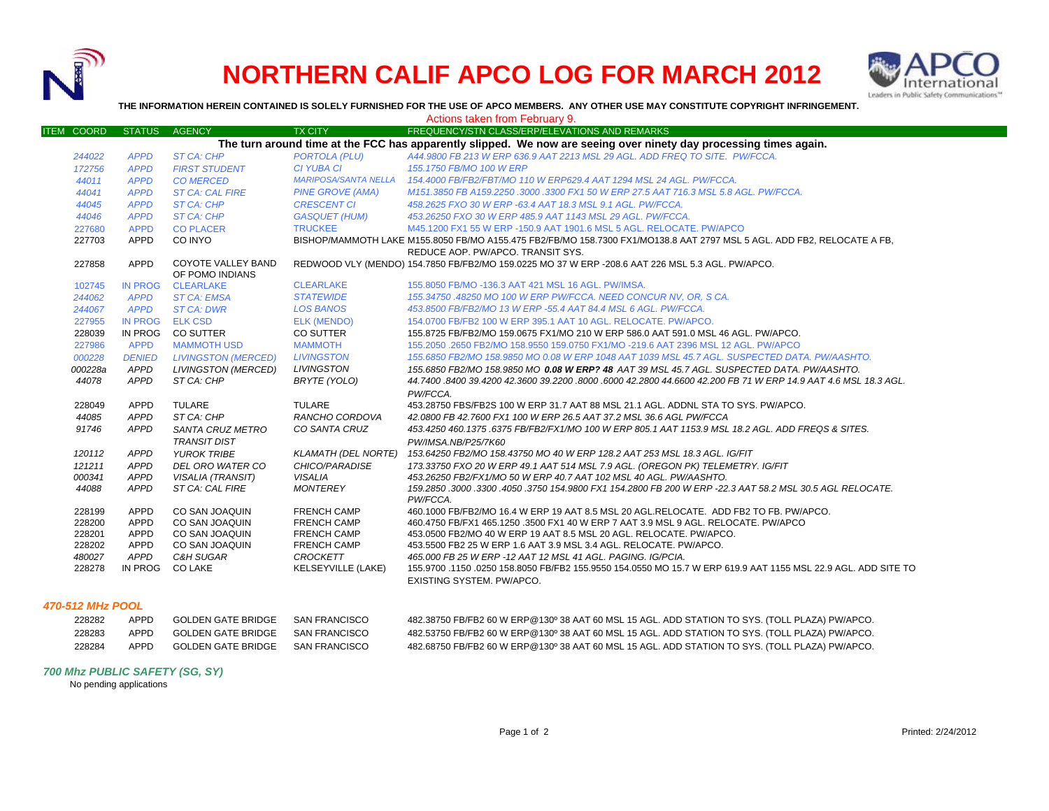# NORTHERN CALIF APCO LOG FOR MARCH 2012

**THE INFORMATION HEREIN CONTAINED IS SOLELY FURNISHED FOR THE USE OF APCO MEMBERS. ANY OTHER USE MAY CONSTITUTE COPYRIGHT INFRINGEMENT.**

Actions taken from February 9.

| ITEM COORD | STATUS | AGENCY | TX CITY | FREQUENCY/STN CLASS/ERP/ELEVATIONS AND REMARKS |
|---|---|---|---|---|
| **The turn around time at the FCC has apparently slipped. We now are seeing over ninety day processing times again.** | | | | |
| 244022 | APPD | ST CA: CHP | PORTOLA (PLU) | A44.9800 FB 213 W ERP 636.9 AAT 2213 MSL 29 AGL. ADD FREQ TO SITE. PW/FCCA. |
| 172756 | APPD | FIRST STUDENT | CI YUBA CI | 155.1750 FB/MO 100 W ERP |
| 44011 | APPD | CO MERCED | MARIPOSA/SANTA NELLA | 154.4000 FB/FB2/FBT/MO 110 W ERP629.4 AAT 1294 MSL 24 AGL. PW/FCCA. |
| 44041 | APPD | ST CA: CAL FIRE | PINE GROVE (AMA) | M151.3850 FB A159.2250 .3000 .3300 FX1 50 W ERP 27.5 AAT 716.3 MSL 5.8 AGL. PW/FCCA. |
| 44045 | APPD | ST CA: CHP | CRESCENT CI | 458.2625 FXO 30 W ERP -63.4 AAT 18.3 MSL 9.1 AGL. PW/FCCA. |
| 44046 | APPD | ST CA: CHP | GASQUET (HUM) | 453.26250 FXO 30 W ERP 485.9 AAT 1143 MSL 29 AGL. PW/FCCA. |
| 227680 | APPD | CO PLACER | TRUCKEE | M45.1200 FX1 55 W ERP -150.9 AAT 1901.6 MSL 5 AGL. RELOCATE. PW/APCO |
| 227703 | APPD | CO INYO | BISHOP/MAMMOTH LAKE | M155.8050 FB/MO A155.475 FB2/FB/MO 158.7300 FX1/MO138.8 AAT 2797 MSL 5 AGL. ADD FB2, RELOCATE A FB, REDUCE AOP. PW/APCO. TRANSIT SYS. |
| 227858 | APPD | COYOTE VALLEY BAND OF POMO INDIANS | REDWOOD VLY (MENDO) | 154.7850 FB/FB2/MO 159.0225 MO 37 W ERP -208.6 AAT 226 MSL 5.3 AGL. PW/APCO. |
| 102745 | IN PROG | CLEARLAKE | CLEARLAKE | 155.8050 FB/MO -136.3 AAT 421 MSL 16 AGL. PW/IMSA. |
| 244062 | APPD | ST CA: EMSA | STATEWIDE | 155.34750 .48250 MO 100 W ERP PW/FCCA. NEED CONCUR NV, OR, S CA. |
| 244067 | APPD | ST CA: DWR | LOS BANOS | 453.8500 FB/FB2/MO 13 W ERP -55.4 AAT 84.4 MSL 6 AGL. PW/FCCA. |
| 227955 | IN PROG | ELK CSD | ELK (MENDO) | 154.0700 FB/FB2 100 W ERP 395.1 AAT 10 AGL. RELOCATE. PW/APCO. |
| 228039 | IN PROG | CO SUTTER | CO SUTTER | 155.8725 FB/FB2/MO 159.0675 FX1/MO 210 W ERP 586.0 AAT 591.0 MSL 46 AGL. PW/APCO. |
| 227986 | APPD | MAMMOTH USD | MAMMOTH | 155.2050 .2650 FB2/MO 158.9550 159.0750 FX1/MO -219.6 AAT 2396 MSL 12 AGL. PW/APCO |
| 000228 | DENIED | LIVINGSTON (MERCED) | LIVINGSTON | 155.6850 FB2/MO 158.9850 MO 0.08 W ERP 1048 AAT 1039 MSL 45.7 AGL. SUSPECTED DATA. PW/AASHTO. |
| 000228a | APPD | LIVINGSTON (MERCED) | LIVINGSTON | 155.6850 FB2/MO 158.9850 MO **0.08 W ERP? 48** AAT 39 MSL 45.7 AGL. SUSPECTED DATA. PW/AASHTO. |
| 44078 | APPD | ST CA: CHP | BRYTE (YOLO) | 44.7400 .8400 39.4200 42.3600 39.2200 .8000 .6000 42.2800 44.6600 42.200 FB 71 W ERP 14.9 AAT 4.6 MSL 18.3 AGL. PW/FCCA. |
| 228049 | APPD | TULARE | TULARE | 453.28750 FBS/FB2S 100 W ERP 31.7 AAT 88 MSL 21.1 AGL. ADDNL STA TO SYS. PW/APCO. |
| 44085 | APPD | ST CA: CHP | RANCHO CORDOVA | 42.0800 FB 42.7600 FX1 100 W ERP 26.5 AAT 37.2 MSL 36.6 AGL PW/FCCA |
| 91746 | APPD | SANTA CRUZ METRO TRANSIT DIST | CO SANTA CRUZ | 453.4250 460.1375 .6375 FB/FB2/FX1/MO 100 W ERP 805.1 AAT 1153.9 MSL 18.2 AGL. ADD FREQS & SITES. PW/IMSA.NB/P25/7K60 |
| 120112 | APPD | YUROK TRIBE | KLAMATH (DEL NORTE) | 153.64250 FB2/MO 158.43750 MO 40 W ERP 128.2 AAT 253 MSL 18.3 AGL. IG/FIT |
| 121211 | APPD | DEL ORO WATER CO | CHICO/PARADISE | 173.33750 FXO 20 W ERP 49.1 AAT 514 MSL 7.9 AGL. (OREGON PK) TELEMETRY. IG/FIT |
| 000341 | APPD | VISALIA (TRANSIT) | VISALIA | 453.26250 FB2/FX1/MO 50 W ERP 40.7 AAT 102 MSL 40 AGL. PW/AASHTO. |
| 44088 | APPD | ST CA: CAL FIRE | MONTEREY | 159.2850 .3000 .3300 .4050 .3750 154.9800 FX1 154.2800 FB 200 W ERP -22.3 AAT 58.2 MSL 30.5 AGL RELOCATE. PW/FCCA. |
| 228199 | APPD | CO SAN JOAQUIN | FRENCH CAMP | 460.1000 FB/FB2/MO 16.4 W ERP 19 AAT 8.5 MSL 20 AGL.RELOCATE. ADD FB2 TO FB. PW/APCO. |
| 228200 | APPD | CO SAN JOAQUIN | FRENCH CAMP | 460.4750 FB/FX1 465.1250 .3500 FX1 40 W ERP 7 AAT 3.9 MSL 9 AGL. RELOCATE. PW/APCO |
| 228201 | APPD | CO SAN JOAQUIN | FRENCH CAMP | 453.0500 FB2/MO 40 W ERP 19 AAT 8.5 MSL 20 AGL. RELOCATE. PW/APCO. |
| 228202 | APPD | CO SAN JOAQUIN | FRENCH CAMP | 453.5500 FB2 25 W ERP 1.6 AAT 3.9 MSL 3.4 AGL. RELOCATE. PW/APCO. |
| 480027 | APPD | C&H SUGAR | CROCKETT | 465.000 FB 25 W ERP -12 AAT 12 MSL 41 AGL. PAGING. IG/PCIA. |
| 228278 | IN PROG | CO LAKE | KELSEYVILLE (LAKE) | 155.9700 .1150 .0250 158.8050 FB/FB2 155.9550 154.0550 MO 15.7 W ERP 619.9 AAT 1155 MSL 22.9 AGL. ADD SITE TO EXISTING SYSTEM. PW/APCO. |

### 470-512 MHz POOL

| ITEM COORD | STATUS | AGENCY | TX CITY | FREQUENCY/STN CLASS/ERP/ELEVATIONS AND REMARKS |
|---|---|---|---|---|
| 228282 | APPD | GOLDEN GATE BRIDGE | SAN FRANCISCO | 482.38750 FB/FB2 60 W ERP@130º 38 AAT 60 MSL 15 AGL. ADD STATION TO SYS. (TOLL PLAZA) PW/APCO. |
| 228283 | APPD | GOLDEN GATE BRIDGE | SAN FRANCISCO | 482.53750 FB/FB2 60 W ERP@130º 38 AAT 60 MSL 15 AGL. ADD STATION TO SYS. (TOLL PLAZA) PW/APCO. |
| 228284 | APPD | GOLDEN GATE BRIDGE | SAN FRANCISCO | 482.68750 FB/FB2 60 W ERP@130º 38 AAT 60 MSL 15 AGL. ADD STATION TO SYS. (TOLL PLAZA) PW/APCO. |

### 700 Mhz PUBLIC SAFETY (SG, SY)

No pending applications

Printed: 2/24/2012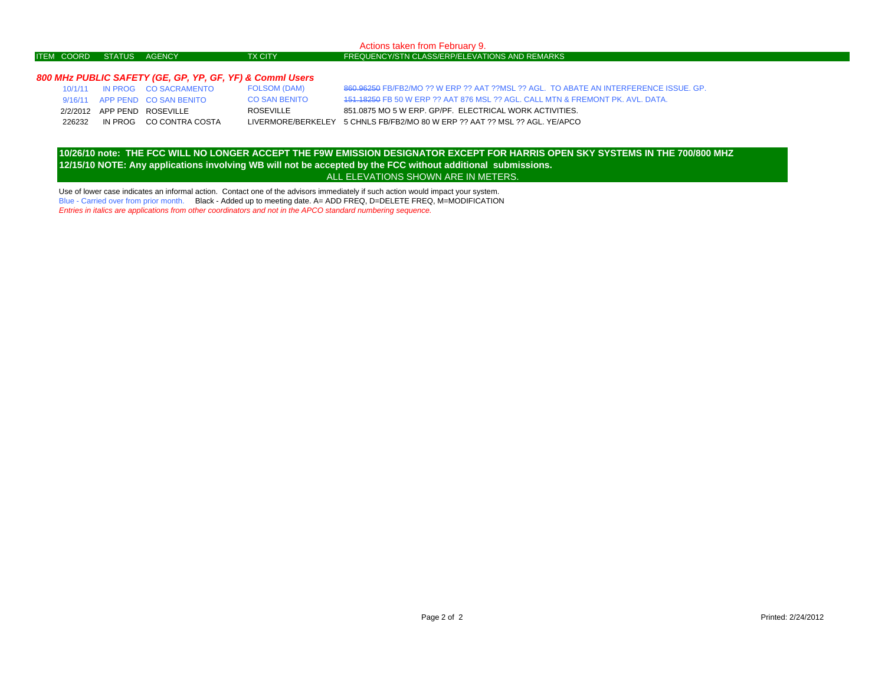Actions taken from February 9.

| ITEM | COORD | STATUS | AGENCY | TX CITY | FREQUENCY/STN CLASS/ERP/ELEVATIONS AND REMARKS |
|---|---|---|---|---|---|
| | | | | | |

***800 MHz PUBLIC SAFETY (GE, GP, YP, GF, YF) & Comml Users***

| ITEM | COORD | STATUS | AGENCY | TX CITY | FREQUENCY/STN CLASS/ERP/ELEVATIONS AND REMARKS |
|---|---|---|---|---|---|
| | 10/1/11 | IN PROG | CO SACRAMENTO | FOLSOM (DAM) | ~~860.96250~~ FB/FB2/MO ?? W ERP ?? AAT ??MSL ?? AGL. TO ABATE AN INTERFERENCE ISSUE. GP. |
| | 9/16/11 | APP PEND | CO SAN BENITO | CO SAN BENITO | ~~151.18250~~ FB 50 W ERP ?? AAT 876 MSL ?? AGL. CALL MTN & FREMONT PK. AVL. DATA. |
| | 2/2/2012 | APP PEND | ROSEVILLE | ROSEVILLE | 851.0875 MO 5 W ERP. GP/PF. ELECTRICAL WORK ACTIVITIES. |
| | 226232 | IN PROG | CO CONTRA COSTA | LIVERMORE/BERKELEY | 5 CHNLS FB/FB2/MO 80 W ERP ?? AAT ?? MSL ?? AGL. YE/APCO |

**10/26/10 note: THE FCC WILL NO LONGER ACCEPT THE F9W EMISSION DESIGNATOR EXCEPT FOR HARRIS OPEN SKY SYSTEMS IN THE 700/800 MHZ**
**12/15/10 NOTE: Any applications involving WB will not be accepted by the FCC without additional submissions.**
ALL ELEVATIONS SHOWN ARE IN METERS.

Use of lower case indicates an informal action. Contact one of the advisors immediately if such action would impact your system.
Blue - Carried over from prior month. Black - Added up to meeting date. A= ADD FREQ, D=DELETE FREQ, M=MODIFICATION
*Entries in italics are applications from other coordinators and not in the APCO standard numbering sequence.*

Printed: 2/24/2012